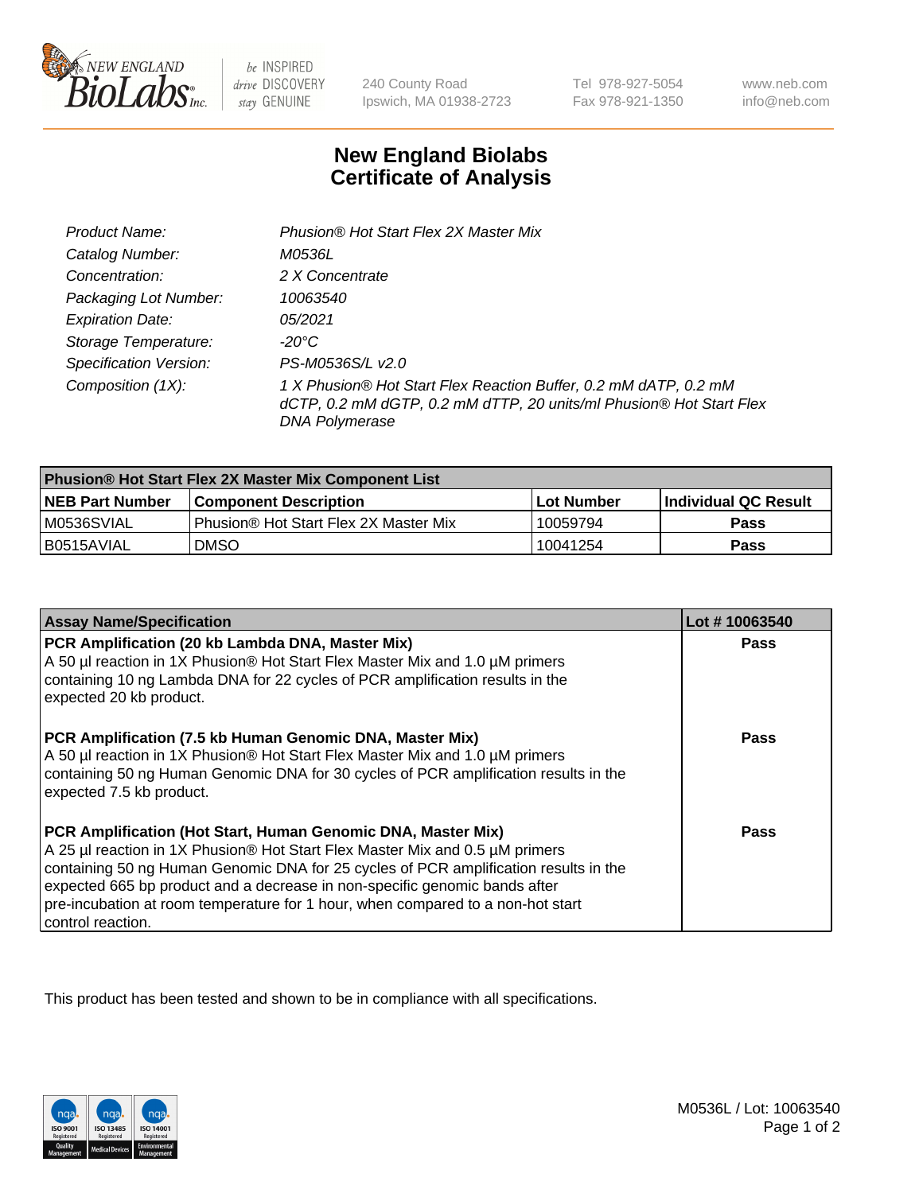# New England Biolabs Certificate of Analysis

| | |
|---|---|
| *Product Name:* | *Phusion® Hot Start Flex 2X Master Mix* |
| *Catalog Number:* | *M0536L* |
| *Concentration:* | *2 X Concentrate* |
| *Packaging Lot Number:* | *10063540* |
| *Expiration Date:* | *05/2021* |
| *Storage Temperature:* | *-20°C* |
| *Specification Version:* | *PS-M0536S/L v2.0* |
| *Composition (1X):* | *1 X Phusion® Hot Start Flex Reaction Buffer, 0.2 mM dATP, 0.2 mM dCTP, 0.2 mM dGTP, 0.2 mM dTTP, 20 units/ml Phusion® Hot Start Flex DNA Polymerase* |

| **Phusion® Hot Start Flex 2X Master Mix Component List** | | | |
|---|---|---|---|
| **NEB Part Number** | **Component Description** | **Lot Number** | **Individual QC Result** |
| M0536SVIAL | Phusion® Hot Start Flex 2X Master Mix | 10059794 | **Pass** |
| B0515AVIAL | DMSO | 10041254 | **Pass** |

| **Assay Name/Specification** | **Lot # 10063540** |
|---|---|
| **PCR Amplification (20 kb Lambda DNA, Master Mix)**<br>A 50 µl reaction in 1X Phusion® Hot Start Flex Master Mix and 1.0 µM primers containing 10 ng Lambda DNA for 22 cycles of PCR amplification results in the expected 20 kb product. | **Pass** |
| **PCR Amplification (7.5 kb Human Genomic DNA, Master Mix)**<br>A 50 µl reaction in 1X Phusion® Hot Start Flex Master Mix and 1.0 µM primers containing 50 ng Human Genomic DNA for 30 cycles of PCR amplification results in the expected 7.5 kb product. | **Pass** |
| **PCR Amplification (Hot Start, Human Genomic DNA, Master Mix)**<br>A 25 µl reaction in 1X Phusion® Hot Start Flex Master Mix and 0.5 µM primers containing 50 ng Human Genomic DNA for 25 cycles of PCR amplification results in the expected 665 bp product and a decrease in non-specific genomic bands after pre-incubation at room temperature for 1 hour, when compared to a non-hot start control reaction. | **Pass** |

This product has been tested and shown to be in compliance with all specifications.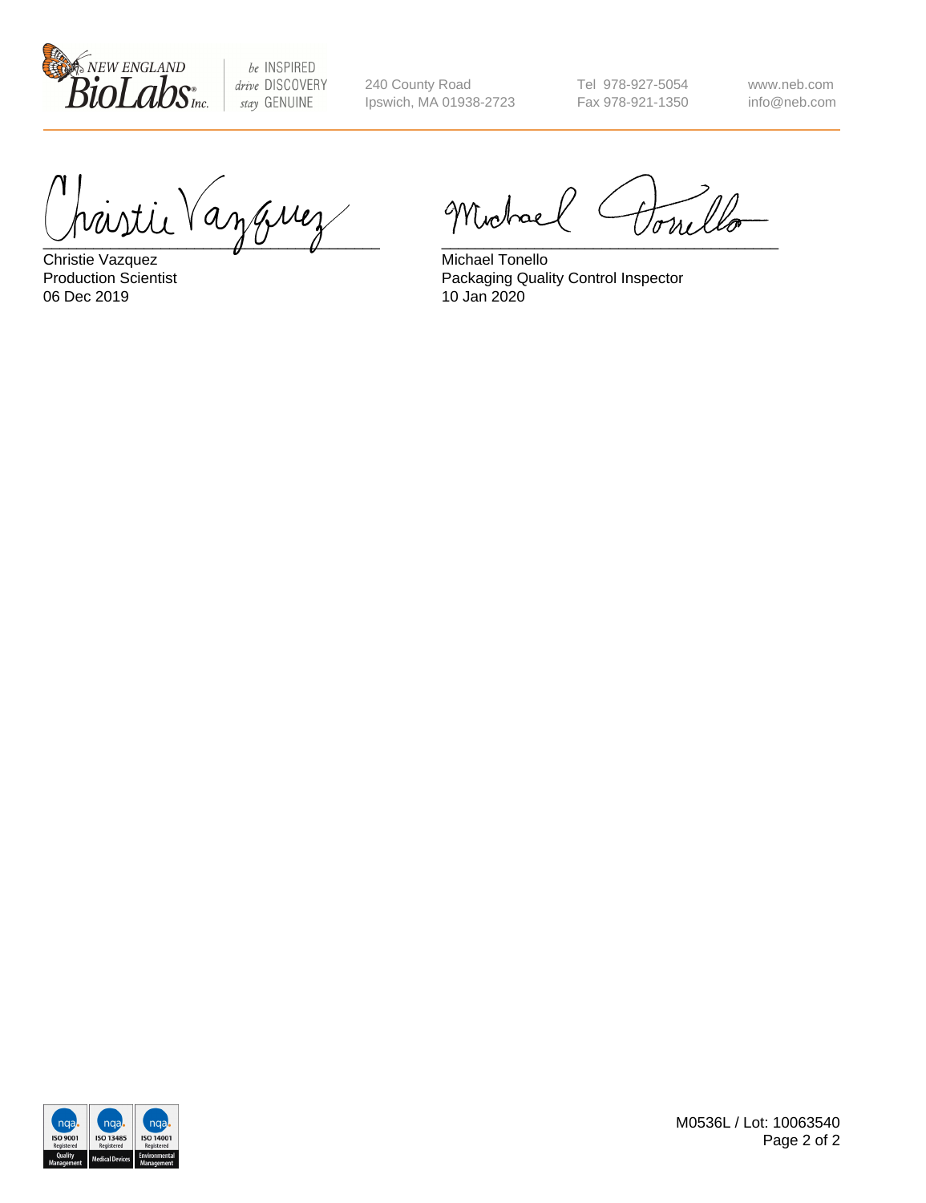Christie Vazquez
Production Scientist
06 Dec 2019

Michael Tonello
Packaging Quality Control Inspector
10 Jan 2020

M0536L / Lot: 10063540